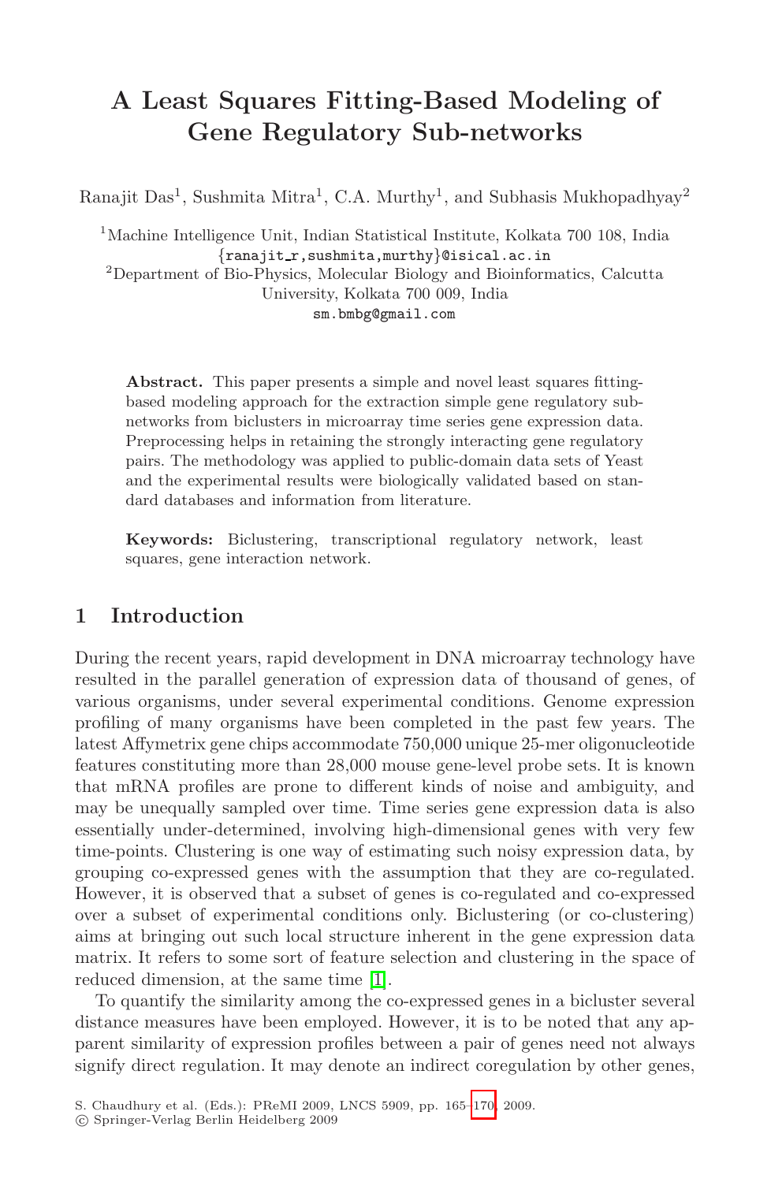# A Least Squares Fitting-Based Modeling of Gene Regulatory Sub-networks

Ranajit Das[1], Sushmita Mitra[1], C.A. Murthy[1], and Subhasis Mukhopadhyay[2]

[1]Machine Intelligence Unit, Indian Statistical Institute, Kolkata 700 108, India
{ranajit_r,sushmita,murthy}@isical.ac.in
[2]Department of Bio-Physics, Molecular Biology and Bioinformatics, Calcutta University, Kolkata 700 009, India
sm.bmbg@gmail.com

**Abstract.** This paper presents a simple and novel least squares fitting-based modeling approach for the extraction simple gene regulatory sub-networks from biclusters in microarray time series gene expression data. Preprocessing helps in retaining the strongly interacting gene regulatory pairs. The methodology was applied to public-domain data sets of Yeast and the experimental results were biologically validated based on standard databases and information from literature.

**Keywords:** Biclustering, transcriptional regulatory network, least squares, gene interaction network.

## 1 Introduction

During the recent years, rapid development in DNA microarray technology have resulted in the parallel generation of expression data of thousand of genes, of various organisms, under several experimental conditions. Genome expression profiling of many organisms have been completed in the past few years. The latest Affymetrix gene chips accommodate 750,000 unique 25-mer oligonucleotide features constituting more than 28,000 mouse gene-level probe sets. It is known that mRNA profiles are prone to different kinds of noise and ambiguity, and may be unequally sampled over time. Time series gene expression data is also essentially under-determined, involving high-dimensional genes with very few time-points. Clustering is one way of estimating such noisy expression data, by grouping co-expressed genes with the assumption that they are co-regulated. However, it is observed that a subset of genes is co-regulated and co-expressed over a subset of experimental conditions only. Biclustering (or co-clustering) aims at bringing out such local structure inherent in the gene expression data matrix. It refers to some sort of feature selection and clustering in the space of reduced dimension, at the same time [1].

To quantify the similarity among the co-expressed genes in a bicluster several distance measures have been employed. However, it is to be noted that any apparent similarity of expression profiles between a pair of genes need not always signify direct regulation. It may denote an indirect coregulation by other genes,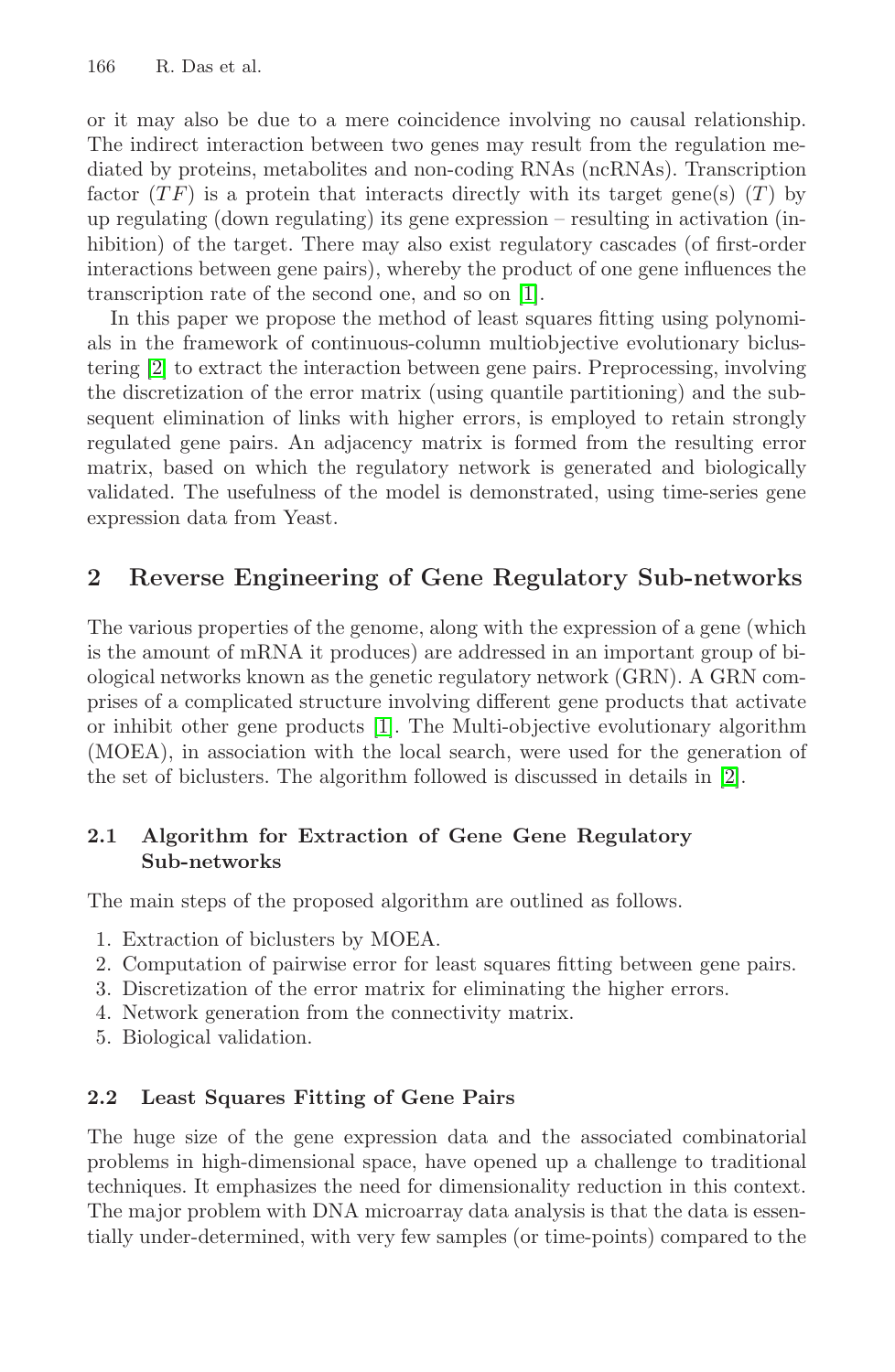or it may also be due to a mere coincidence involving no causal relationship. The indirect interaction between two genes may result from the regulation mediated by proteins, metabolites and non-coding RNAs (ncRNAs). Transcription factor ($TF$) is a protein that interacts directly with its target gene(s) ($T$) by up regulating (down regulating) its gene expression – resulting in activation (inhibition) of the target. There may also exist regulatory cascades (of first-order interactions between gene pairs), whereby the product of one gene influences the transcription rate of the second one, and so on [1].

In this paper we propose the method of least squares fitting using polynomials in the framework of continuous-column multiobjective evolutionary biclustering [2] to extract the interaction between gene pairs. Preprocessing, involving the discretization of the error matrix (using quantile partitioning) and the subsequent elimination of links with higher errors, is employed to retain strongly regulated gene pairs. An adjacency matrix is formed from the resulting error matrix, based on which the regulatory network is generated and biologically validated. The usefulness of the model is demonstrated, using time-series gene expression data from Yeast.

## 2 Reverse Engineering of Gene Regulatory Sub-networks

The various properties of the genome, along with the expression of a gene (which is the amount of mRNA it produces) are addressed in an important group of biological networks known as the genetic regulatory network (GRN). A GRN comprises of a complicated structure involving different gene products that activate or inhibit other gene products [1]. The Multi-objective evolutionary algorithm (MOEA), in association with the local search, were used for the generation of the set of biclusters. The algorithm followed is discussed in details in [2].

### 2.1 Algorithm for Extraction of Gene Gene Regulatory Sub-networks

The main steps of the proposed algorithm are outlined as follows.

1. Extraction of biclusters by MOEA.
2. Computation of pairwise error for least squares fitting between gene pairs.
3. Discretization of the error matrix for eliminating the higher errors.
4. Network generation from the connectivity matrix.
5. Biological validation.

### 2.2 Least Squares Fitting of Gene Pairs

The huge size of the gene expression data and the associated combinatorial problems in high-dimensional space, have opened up a challenge to traditional techniques. It emphasizes the need for dimensionality reduction in this context. The major problem with DNA microarray data analysis is that the data is essentially under-determined, with very few samples (or time-points) compared to the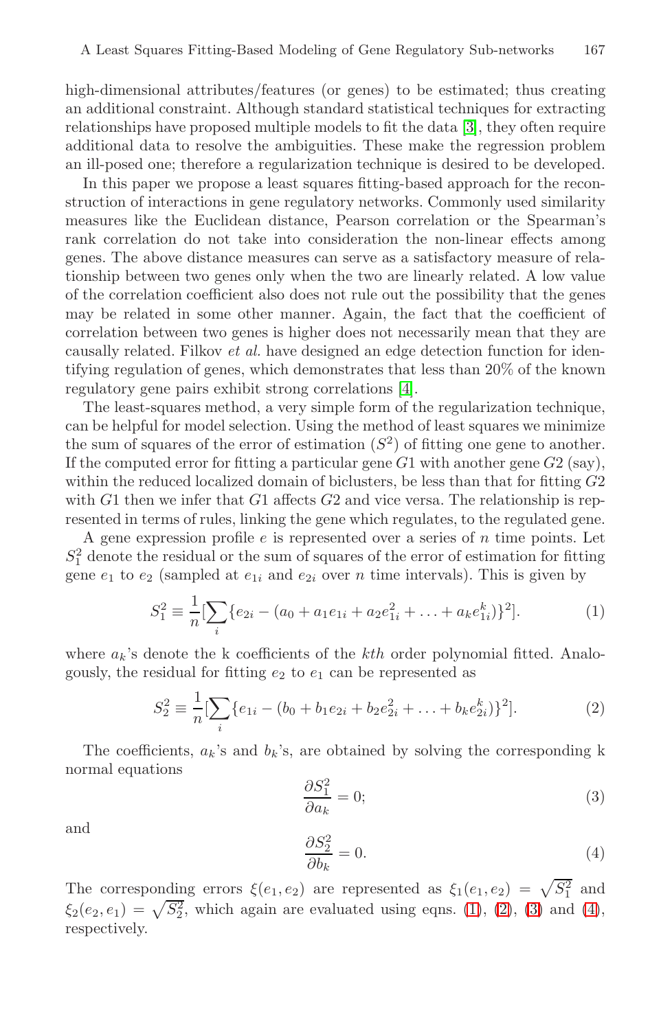high-dimensional attributes/features (or genes) to be estimated; thus creating an additional constraint. Although standard statistical techniques for extracting relationships have proposed multiple models to fit the data [3], they often require additional data to resolve the ambiguities. These make the regression problem an ill-posed one; therefore a regularization technique is desired to be developed.

In this paper we propose a least squares fitting-based approach for the reconstruction of interactions in gene regulatory networks. Commonly used similarity measures like the Euclidean distance, Pearson correlation or the Spearman's rank correlation do not take into consideration the non-linear effects among genes. The above distance measures can serve as a satisfactory measure of relationship between two genes only when the two are linearly related. A low value of the correlation coefficient also does not rule out the possibility that the genes may be related in some other manner. Again, the fact that the coefficient of correlation between two genes is higher does not necessarily mean that they are causally related. Filkov *et al.* have designed an edge detection function for identifying regulation of genes, which demonstrates that less than 20% of the known regulatory gene pairs exhibit strong correlations [4].

The least-squares method, a very simple form of the regularization technique, can be helpful for model selection. Using the method of least squares we minimize the sum of squares of the error of estimation ($S^2$) of fitting one gene to another. If the computed error for fitting a particular gene $G1$ with another gene $G2$ (say), within the reduced localized domain of biclusters, be less than that for fitting $G2$ with $G1$ then we infer that $G1$ affects $G2$ and vice versa. The relationship is represented in terms of rules, linking the gene which regulates, to the regulated gene.

A gene expression profile $e$ is represented over a series of $n$ time points. Let $S_1^2$ denote the residual or the sum of squares of the error of estimation for fitting gene $e_1$ to $e_2$ (sampled at $e_{1i}$ and $e_{2i}$ over $n$ time intervals). This is given by

$$S_1^2 \equiv \frac{1}{n}[\sum_i \{e_{2i} - (a_0 + a_1 e_{1i} + a_2 e_{1i}^2 + \ldots + a_k e_{1i}^k)\}^2]. \tag{1}$$

where $a_k$'s denote the k coefficients of the *kth* order polynomial fitted. Analogously, the residual for fitting $e_2$ to $e_1$ can be represented as

$$S_2^2 \equiv \frac{1}{n}[\sum_i \{e_{1i} - (b_0 + b_1 e_{2i} + b_2 e_{2i}^2 + \ldots + b_k e_{2i}^k)\}^2]. \tag{2}$$

The coefficients, $a_k$'s and $b_k$'s, are obtained by solving the corresponding k normal equations

$$\frac{\partial S_1^2}{\partial a_k} = 0; \tag{3}$$

and

$$\frac{\partial S_2^2}{\partial b_k} = 0. \tag{4}$$

The corresponding errors $\xi(e_1, e_2)$ are represented as $\xi_1(e_1, e_2) = \sqrt{S_1^2}$ and $\xi_2(e_2, e_1) = \sqrt{S_2^2}$, which again are evaluated using eqns. (1), (2), (3) and (4), respectively.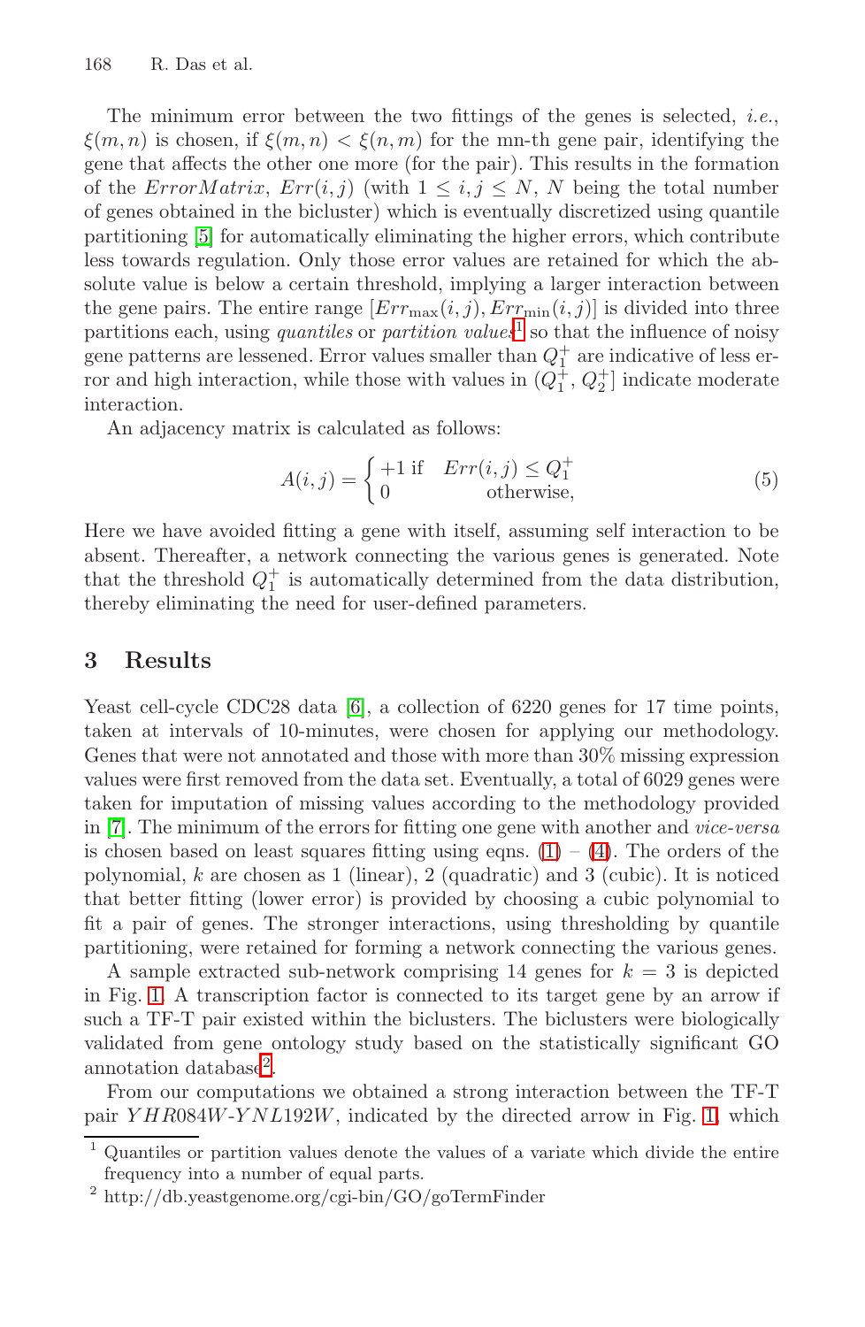The minimum error between the two fittings of the genes is selected, *i.e.*, $\xi(m,n)$ is chosen, if $\xi(m,n) < \xi(n,m)$ for the mn-th gene pair, identifying the gene that affects the other one more (for the pair). This results in the formation of the $ErrorMatrix$, $Err(i,j)$ (with $1 \leq i,j \leq N$, $N$ being the total number of genes obtained in the bicluster) which is eventually discretized using quantile partitioning [5] for automatically eliminating the higher errors, which contribute less towards regulation. Only those error values are retained for which the absolute value is below a certain threshold, implying a larger interaction between the gene pairs. The entire range $[Err_{\max}(i,j), Err_{\min}(i,j)]$ is divided into three partitions each, using *quantiles* or *partition values*[1] so that the influence of noisy gene patterns are lessened. Error values smaller than $Q_1^+$ are indicative of less error and high interaction, while those with values in $(Q_1^+, Q_2^+]$ indicate moderate interaction.

An adjacency matrix is calculated as follows:

$$A(i,j) = \begin{cases} +1 \text{ if } & Err(i,j) \leq Q_1^+ \\ 0 & \text{otherwise,} \end{cases} \tag{5}$$

Here we have avoided fitting a gene with itself, assuming self interaction to be absent. Thereafter, a network connecting the various genes is generated. Note that the threshold $Q_1^+$ is automatically determined from the data distribution, thereby eliminating the need for user-defined parameters.

## 3 Results

Yeast cell-cycle CDC28 data [6], a collection of 6220 genes for 17 time points, taken at intervals of 10-minutes, were chosen for applying our methodology. Genes that were not annotated and those with more than 30% missing expression values were first removed from the data set. Eventually, a total of 6029 genes were taken for imputation of missing values according to the methodology provided in [7]. The minimum of the errors for fitting one gene with another and *vice-versa* is chosen based on least squares fitting using eqns. (1) – (4). The orders of the polynomial, $k$ are chosen as 1 (linear), 2 (quadratic) and 3 (cubic). It is noticed that better fitting (lower error) is provided by choosing a cubic polynomial to fit a pair of genes. The stronger interactions, using thresholding by quantile partitioning, were retained for forming a network connecting the various genes.

A sample extracted sub-network comprising 14 genes for $k = 3$ is depicted in Fig. 1. A transcription factor is connected to its target gene by an arrow if such a TF-T pair existed within the biclusters. The biclusters were biologically validated from gene ontology study based on the statistically significant GO annotation database[2].

From our computations we obtained a strong interaction between the TF-T pair $YHR084W$-$YNL192W$, indicated by the directed arrow in Fig. 1, which

---

[1] Quantiles or partition values denote the values of a variate which divide the entire frequency into a number of equal parts.

[2] http://db.yeastgenome.org/cgi-bin/GO/goTermFinder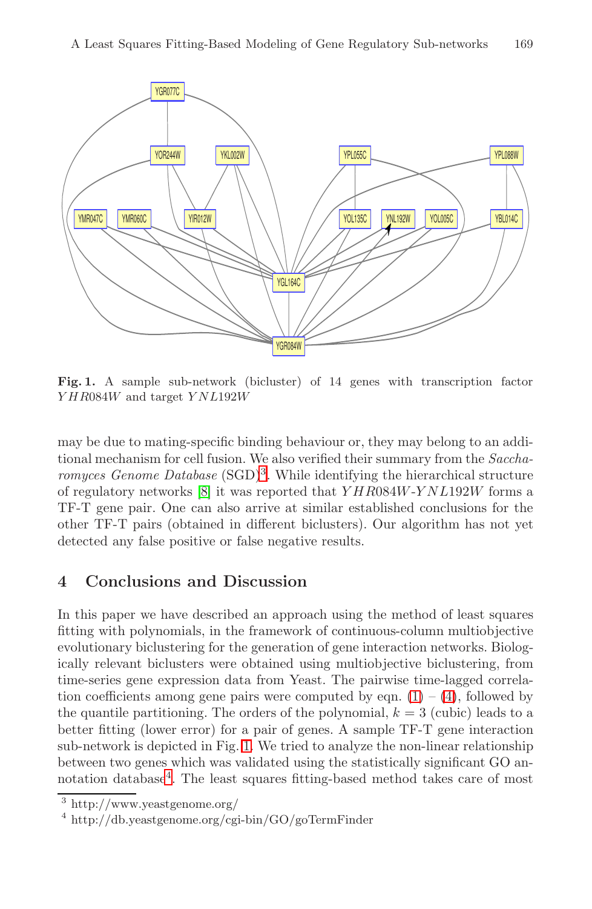**Fig. 1.** A sample sub-network (bicluster) of 14 genes with transcription factor $YHR084W$ and target $YNL192W$

may be due to mating-specific binding behaviour or, they may belong to an additional mechanism for cell fusion. We also verified their summary from the *Saccharomyces Genome Database* (SGD)[3]. While identifying the hierarchical structure of regulatory networks [8] it was reported that $YHR084W$-$YNL192W$ forms a TF-T gene pair. One can also arrive at similar established conclusions for the other TF-T pairs (obtained in different biclusters). Our algorithm has not yet detected any false positive or false negative results.

## 4 Conclusions and Discussion

In this paper we have described an approach using the method of least squares fitting with polynomials, in the framework of continuous-column multiobjective evolutionary biclustering for the generation of gene interaction networks. Biologically relevant biclusters were obtained using multiobjective biclustering, from time-series gene expression data from Yeast. The pairwise time-lagged correlation coefficients among gene pairs were computed by eqn. (1) – (4), followed by the quantile partitioning. The orders of the polynomial, $k = 3$ (cubic) leads to a better fitting (lower error) for a pair of genes. A sample TF-T gene interaction sub-network is depicted in Fig. 1. We tried to analyze the non-linear relationship between two genes which was validated using the statistically significant GO annotation database[4]. The least squares fitting-based method takes care of most

[3] http://www.yeastgenome.org/

[4] http://db.yeastgenome.org/cgi-bin/GO/goTermFinder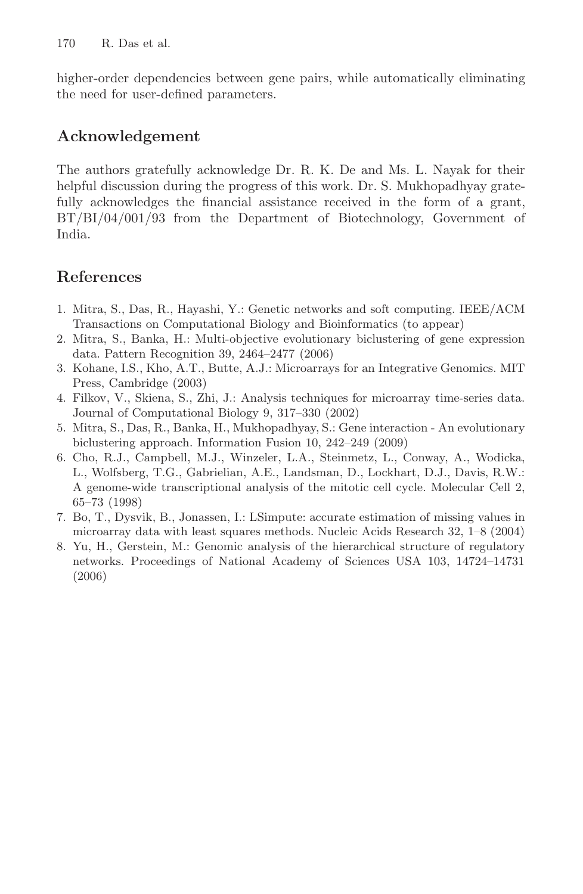higher-order dependencies between gene pairs, while automatically eliminating the need for user-defined parameters.

## Acknowledgement

The authors gratefully acknowledge Dr. R. K. De and Ms. L. Nayak for their helpful discussion during the progress of this work. Dr. S. Mukhopadhyay gratefully acknowledges the financial assistance received in the form of a grant, BT/BI/04/001/93 from the Department of Biotechnology, Government of India.

## References

1. Mitra, S., Das, R., Hayashi, Y.: Genetic networks and soft computing. IEEE/ACM Transactions on Computational Biology and Bioinformatics (to appear)
2. Mitra, S., Banka, H.: Multi-objective evolutionary biclustering of gene expression data. Pattern Recognition 39, 2464–2477 (2006)
3. Kohane, I.S., Kho, A.T., Butte, A.J.: Microarrays for an Integrative Genomics. MIT Press, Cambridge (2003)
4. Filkov, V., Skiena, S., Zhi, J.: Analysis techniques for microarray time-series data. Journal of Computational Biology 9, 317–330 (2002)
5. Mitra, S., Das, R., Banka, H., Mukhopadhyay, S.: Gene interaction - An evolutionary biclustering approach. Information Fusion 10, 242–249 (2009)
6. Cho, R.J., Campbell, M.J., Winzeler, L.A., Steinmetz, L., Conway, A., Wodicka, L., Wolfsberg, T.G., Gabrielian, A.E., Landsman, D., Lockhart, D.J., Davis, R.W.: A genome-wide transcriptional analysis of the mitotic cell cycle. Molecular Cell 2, 65–73 (1998)
7. Bo, T., Dysvik, B., Jonassen, I.: LSimpute: accurate estimation of missing values in microarray data with least squares methods. Nucleic Acids Research 32, 1–8 (2004)
8. Yu, H., Gerstein, M.: Genomic analysis of the hierarchical structure of regulatory networks. Proceedings of National Academy of Sciences USA 103, 14724–14731 (2006)